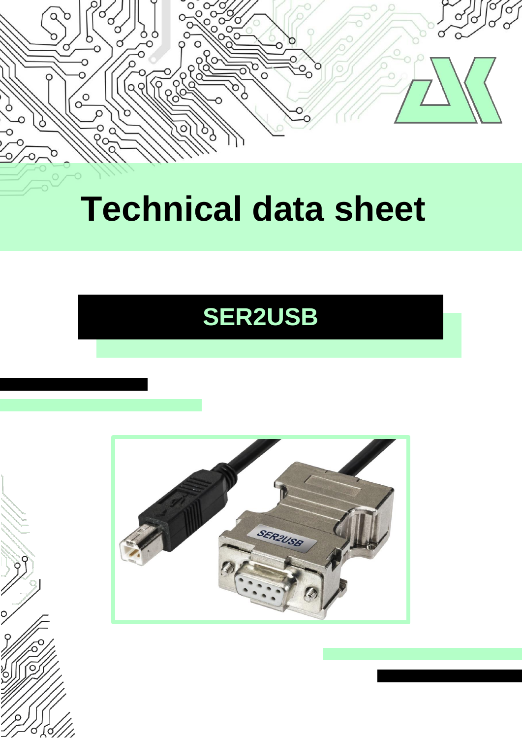# Technical data sheet

## SER2USB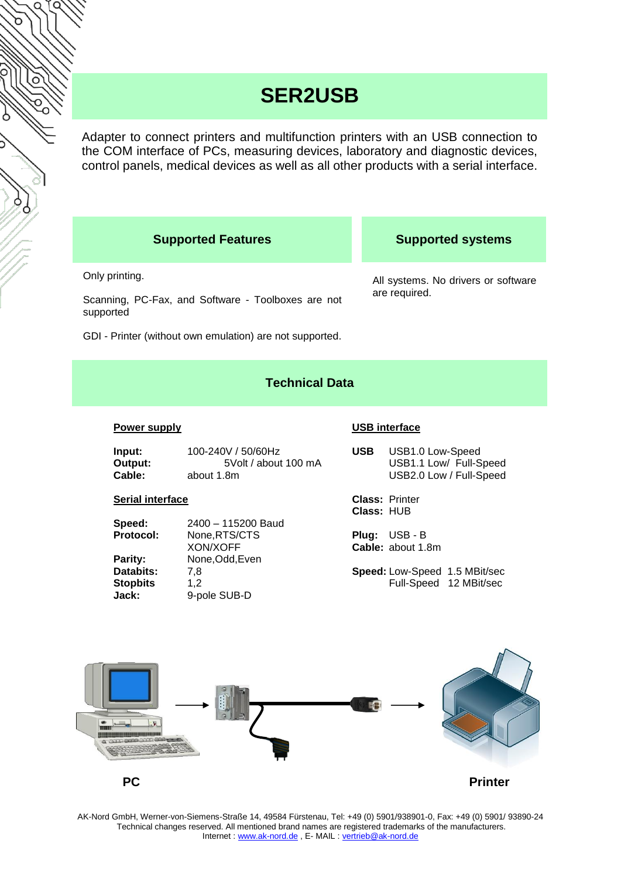# SER2USB

Adapter to connect printers and multifunction printers with an USB connection to the COM interface of PCs, measuring devices, laboratory and diagnostic devices, control panels, medical devices as well as all other products with a serial interface.

## Supported Features

Only printing.

Scanning, PC-Fax, and Software - Toolboxes are not supported

GDI - Printer (without own emulation) are not supported.

## Supported systems

All systems. No drivers or software are required.

## Technical Data

**Power supply**

| | |
|---|---|
| **Input:** | 100-240V / 50/60Hz |
| **Output:** | 5Volt / about 100 mA |
| **Cable:** | about 1.8m |

**Serial interface**

| | |
|---|---|
| **Speed:** | 2400 – 115200 Baud |
| **Protocol:** | None,RTS/CTS XON/XOFF |
| **Parity:** | None,Odd,Even |
| **Databits:** | 7,8 |
| **Stopbits** | 1,2 |
| **Jack:** | 9-pole SUB-D |

**USB interface**

| | |
|---|---|
| **USB** | USB1.0 Low-Speed<br>USB1.1 Low/ Full-Speed<br>USB2.0 Low / Full-Speed |
| **Class:** | Printer |
| **Class:** | HUB |
| **Plug:** | USB - B |
| **Cable:** | about 1.8m |
| **Speed:** | Low-Speed 1.5 MBit/sec<br>Full-Speed 12 MBit/sec |

**PC** → → **Printer**

AK-Nord GmbH, Werner-von-Siemens-Straße 14, 49584 Fürstenau, Tel: +49 (0) 5901/938901-0, Fax: +49 (0) 5901/ 93890-24
Technical changes reserved. All mentioned brand names are registered trademarks of the manufacturers.
Internet : www.ak-nord.de , E- MAIL : vertrieb@ak-nord.de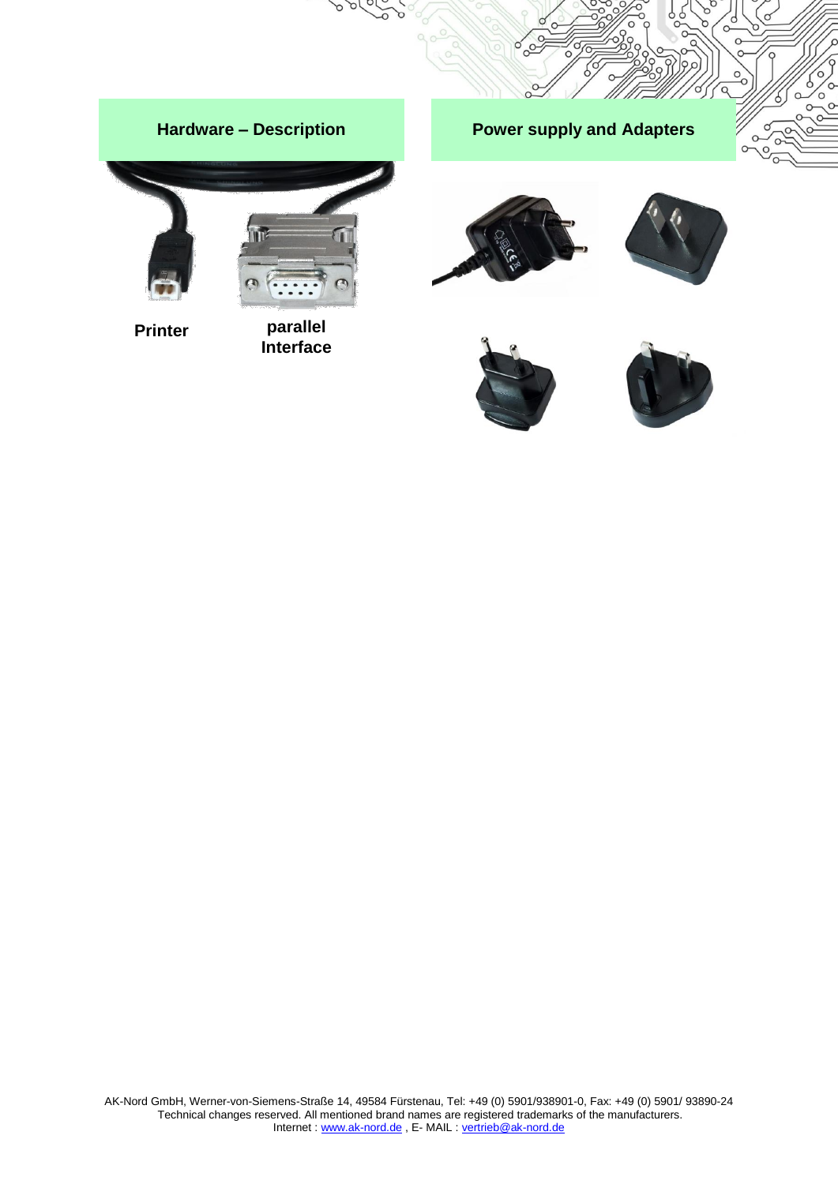## Hardware – Description

**Printer**

**parallel Interface**

## Power supply and Adapters